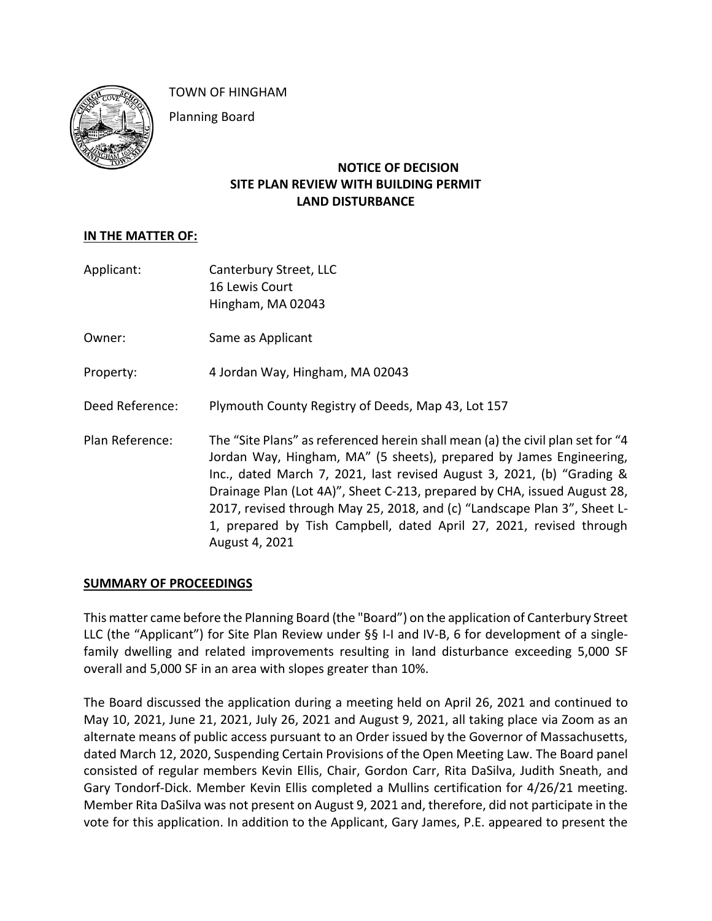TOWN OF HINGHAM

Planning Board

## NOTICE OF DECISION
## SITE PLAN REVIEW WITH BUILDING PERMIT
## LAND DISTURBANCE

**IN THE MATTER OF:**

Applicant: Canterbury Street, LLC
16 Lewis Court
Hingham, MA 02043

Owner: Same as Applicant

Property: 4 Jordan Way, Hingham, MA 02043

Deed Reference: Plymouth County Registry of Deeds, Map 43, Lot 157

Plan Reference: The "Site Plans" as referenced herein shall mean (a) the civil plan set for "4 Jordan Way, Hingham, MA" (5 sheets), prepared by James Engineering, Inc., dated March 7, 2021, last revised August 3, 2021, (b) "Grading & Drainage Plan (Lot 4A)", Sheet C-213, prepared by CHA, issued August 28, 2017, revised through May 25, 2018, and (c) "Landscape Plan 3", Sheet L-1, prepared by Tish Campbell, dated April 27, 2021, revised through August 4, 2021

**SUMMARY OF PROCEEDINGS**

This matter came before the Planning Board (the "Board") on the application of Canterbury Street LLC (the "Applicant") for Site Plan Review under §§ I-I and IV-B, 6 for development of a single-family dwelling and related improvements resulting in land disturbance exceeding 5,000 SF overall and 5,000 SF in an area with slopes greater than 10%.

The Board discussed the application during a meeting held on April 26, 2021 and continued to May 10, 2021, June 21, 2021, July 26, 2021 and August 9, 2021, all taking place via Zoom as an alternate means of public access pursuant to an Order issued by the Governor of Massachusetts, dated March 12, 2020, Suspending Certain Provisions of the Open Meeting Law. The Board panel consisted of regular members Kevin Ellis, Chair, Gordon Carr, Rita DaSilva, Judith Sneath, and Gary Tondorf-Dick. Member Kevin Ellis completed a Mullins certification for 4/26/21 meeting. Member Rita DaSilva was not present on August 9, 2021 and, therefore, did not participate in the vote for this application. In addition to the Applicant, Gary James, P.E. appeared to present the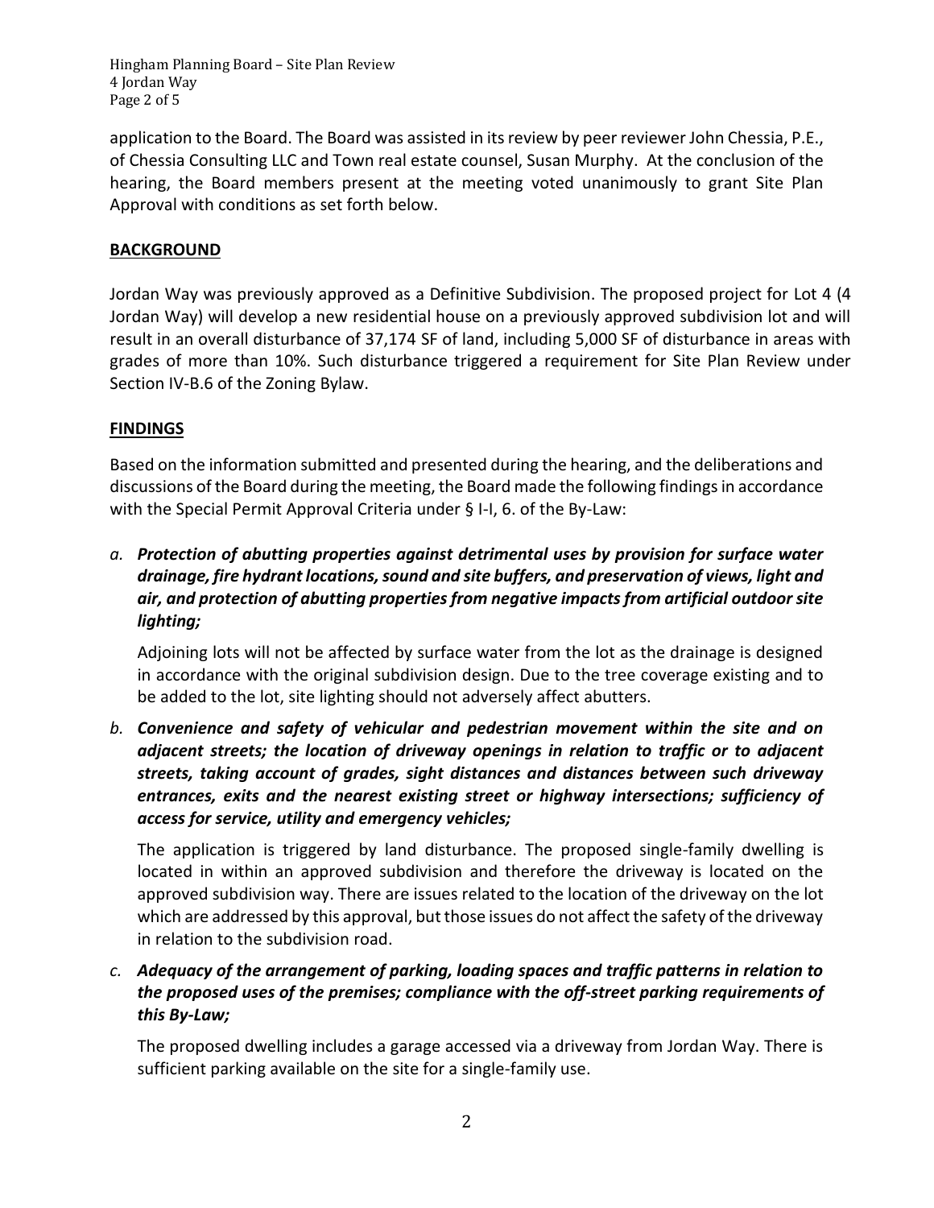application to the Board. The Board was assisted in its review by peer reviewer John Chessia, P.E., of Chessia Consulting LLC and Town real estate counsel, Susan Murphy. At the conclusion of the hearing, the Board members present at the meeting voted unanimously to grant Site Plan Approval with conditions as set forth below.

**BACKGROUND**

Jordan Way was previously approved as a Definitive Subdivision. The proposed project for Lot 4 (4 Jordan Way) will develop a new residential house on a previously approved subdivision lot and will result in an overall disturbance of 37,174 SF of land, including 5,000 SF of disturbance in areas with grades of more than 10%. Such disturbance triggered a requirement for Site Plan Review under Section IV-B.6 of the Zoning Bylaw.

**FINDINGS**

Based on the information submitted and presented during the hearing, and the deliberations and discussions of the Board during the meeting, the Board made the following findings in accordance with the Special Permit Approval Criteria under § I-I, 6. of the By-Law:

a. ***Protection of abutting properties against detrimental uses by provision for surface water drainage, fire hydrant locations, sound and site buffers, and preservation of views, light and air, and protection of abutting properties from negative impacts from artificial outdoor site lighting;***

   Adjoining lots will not be affected by surface water from the lot as the drainage is designed in accordance with the original subdivision design. Due to the tree coverage existing and to be added to the lot, site lighting should not adversely affect abutters.

b. ***Convenience and safety of vehicular and pedestrian movement within the site and on adjacent streets; the location of driveway openings in relation to traffic or to adjacent streets, taking account of grades, sight distances and distances between such driveway entrances, exits and the nearest existing street or highway intersections; sufficiency of access for service, utility and emergency vehicles;***

   The application is triggered by land disturbance. The proposed single-family dwelling is located in within an approved subdivision and therefore the driveway is located on the approved subdivision way. There are issues related to the location of the driveway on the lot which are addressed by this approval, but those issues do not affect the safety of the driveway in relation to the subdivision road.

c. ***Adequacy of the arrangement of parking, loading spaces and traffic patterns in relation to the proposed uses of the premises; compliance with the off-street parking requirements of this By-Law;***

   The proposed dwelling includes a garage accessed via a driveway from Jordan Way. There is sufficient parking available on the site for a single-family use.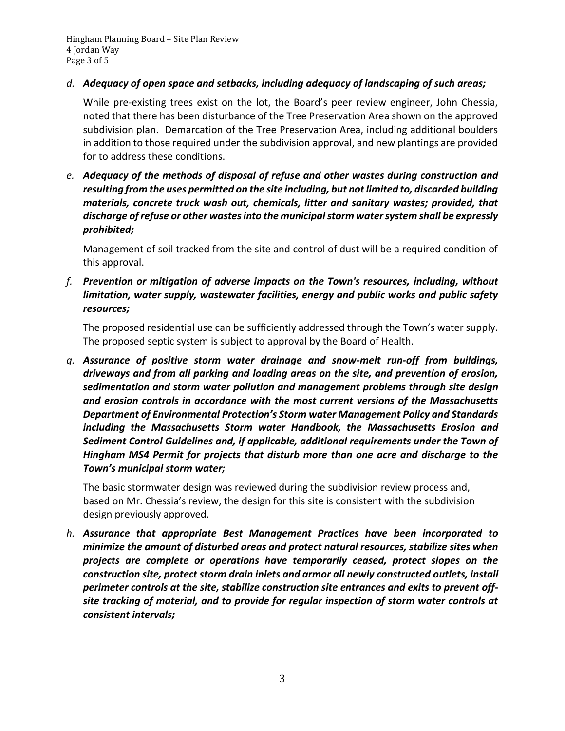*d.* ***Adequacy of open space and setbacks, including adequacy of landscaping of such areas;***

While pre-existing trees exist on the lot, the Board's peer review engineer, John Chessia, noted that there has been disturbance of the Tree Preservation Area shown on the approved subdivision plan. Demarcation of the Tree Preservation Area, including additional boulders in addition to those required under the subdivision approval, and new plantings are provided for to address these conditions.

*e.* ***Adequacy of the methods of disposal of refuse and other wastes during construction and resulting from the uses permitted on the site including, but not limited to, discarded building materials, concrete truck wash out, chemicals, litter and sanitary wastes; provided, that discharge of refuse or other wastes into the municipal storm water system shall be expressly prohibited;***

Management of soil tracked from the site and control of dust will be a required condition of this approval.

*f.* ***Prevention or mitigation of adverse impacts on the Town's resources, including, without limitation, water supply, wastewater facilities, energy and public works and public safety resources;***

The proposed residential use can be sufficiently addressed through the Town's water supply. The proposed septic system is subject to approval by the Board of Health.

*g.* ***Assurance of positive storm water drainage and snow-melt run-off from buildings, driveways and from all parking and loading areas on the site, and prevention of erosion, sedimentation and storm water pollution and management problems through site design and erosion controls in accordance with the most current versions of the Massachusetts Department of Environmental Protection's Storm water Management Policy and Standards including the Massachusetts Storm water Handbook, the Massachusetts Erosion and Sediment Control Guidelines and, if applicable, additional requirements under the Town of Hingham MS4 Permit for projects that disturb more than one acre and discharge to the Town's municipal storm water;***

The basic stormwater design was reviewed during the subdivision review process and, based on Mr. Chessia's review, the design for this site is consistent with the subdivision design previously approved.

*h.* ***Assurance that appropriate Best Management Practices have been incorporated to minimize the amount of disturbed areas and protect natural resources, stabilize sites when projects are complete or operations have temporarily ceased, protect slopes on the construction site, protect storm drain inlets and armor all newly constructed outlets, install perimeter controls at the site, stabilize construction site entrances and exits to prevent off-site tracking of material, and to provide for regular inspection of storm water controls at consistent intervals;***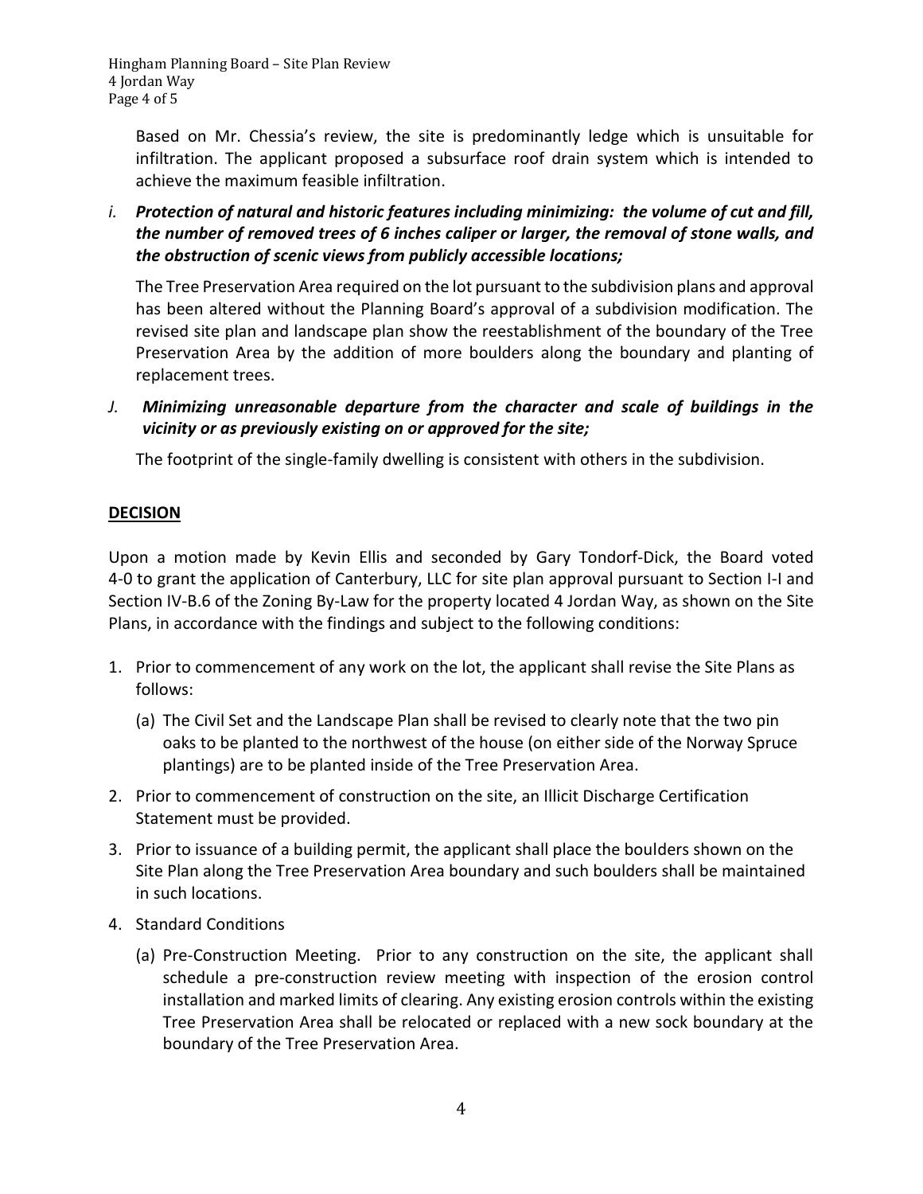Based on Mr. Chessia's review, the site is predominantly ledge which is unsuitable for infiltration. The applicant proposed a subsurface roof drain system which is intended to achieve the maximum feasible infiltration.

*i.* ***Protection of natural and historic features including minimizing: the volume of cut and fill, the number of removed trees of 6 inches caliper or larger, the removal of stone walls, and the obstruction of scenic views from publicly accessible locations;***

The Tree Preservation Area required on the lot pursuant to the subdivision plans and approval has been altered without the Planning Board's approval of a subdivision modification. The revised site plan and landscape plan show the reestablishment of the boundary of the Tree Preservation Area by the addition of more boulders along the boundary and planting of replacement trees.

*J.* ***Minimizing unreasonable departure from the character and scale of buildings in the vicinity or as previously existing on or approved for the site;***

The footprint of the single-family dwelling is consistent with others in the subdivision.

## DECISION

Upon a motion made by Kevin Ellis and seconded by Gary Tondorf-Dick, the Board voted 4-0 to grant the application of Canterbury, LLC for site plan approval pursuant to Section I-I and Section IV-B.6 of the Zoning By-Law for the property located 4 Jordan Way, as shown on the Site Plans, in accordance with the findings and subject to the following conditions:

1. Prior to commencement of any work on the lot, the applicant shall revise the Site Plans as follows:
   (a) The Civil Set and the Landscape Plan shall be revised to clearly note that the two pin oaks to be planted to the northwest of the house (on either side of the Norway Spruce plantings) are to be planted inside of the Tree Preservation Area.
2. Prior to commencement of construction on the site, an Illicit Discharge Certification Statement must be provided.
3. Prior to issuance of a building permit, the applicant shall place the boulders shown on the Site Plan along the Tree Preservation Area boundary and such boulders shall be maintained in such locations.
4. Standard Conditions
   (a) Pre-Construction Meeting. Prior to any construction on the site, the applicant shall schedule a pre-construction review meeting with inspection of the erosion control installation and marked limits of clearing. Any existing erosion controls within the existing Tree Preservation Area shall be relocated or replaced with a new sock boundary at the boundary of the Tree Preservation Area.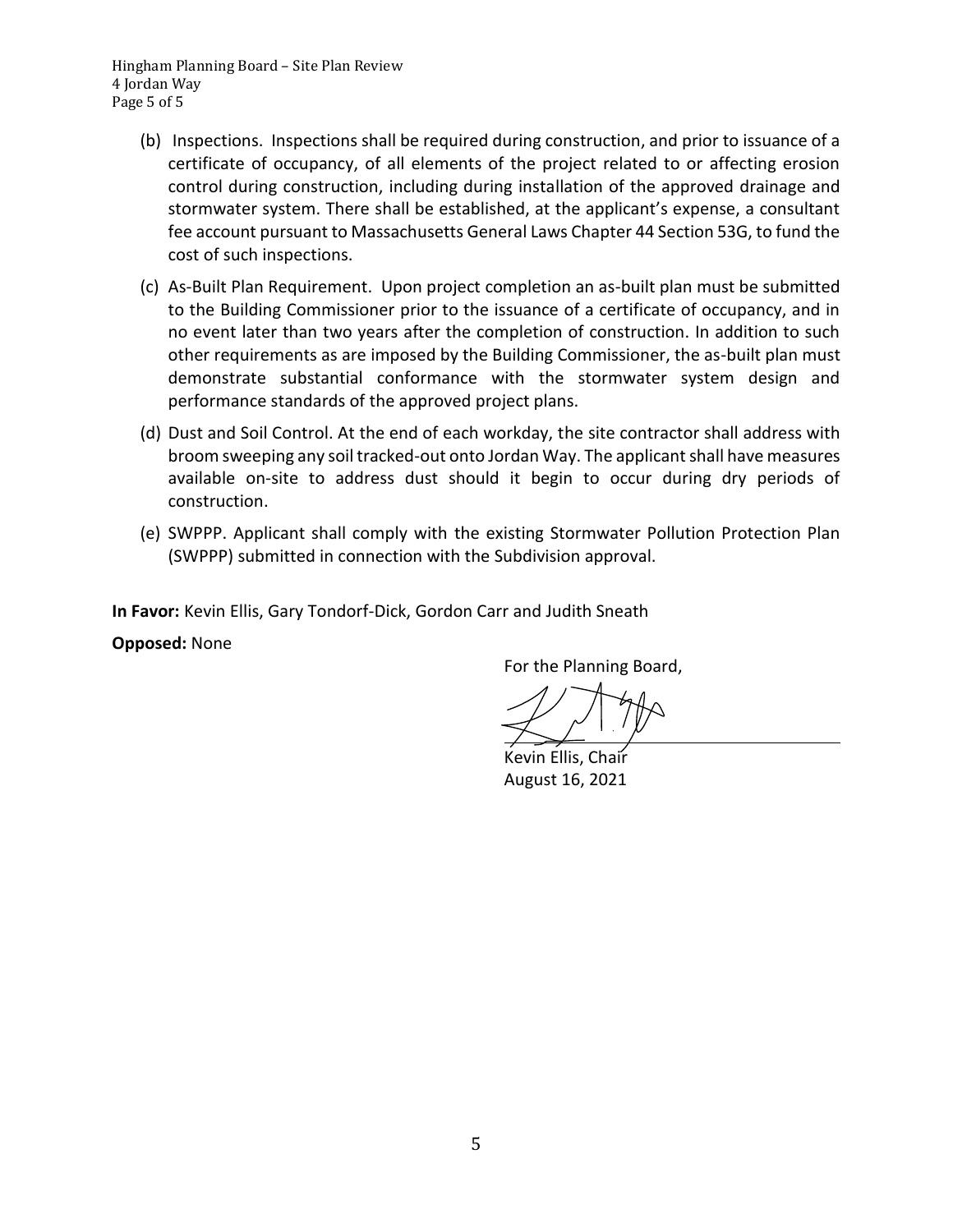(b) Inspections. Inspections shall be required during construction, and prior to issuance of a certificate of occupancy, of all elements of the project related to or affecting erosion control during construction, including during installation of the approved drainage and stormwater system. There shall be established, at the applicant's expense, a consultant fee account pursuant to Massachusetts General Laws Chapter 44 Section 53G, to fund the cost of such inspections.

(c) As-Built Plan Requirement. Upon project completion an as-built plan must be submitted to the Building Commissioner prior to the issuance of a certificate of occupancy, and in no event later than two years after the completion of construction. In addition to such other requirements as are imposed by the Building Commissioner, the as-built plan must demonstrate substantial conformance with the stormwater system design and performance standards of the approved project plans.

(d) Dust and Soil Control. At the end of each workday, the site contractor shall address with broom sweeping any soil tracked-out onto Jordan Way. The applicant shall have measures available on-site to address dust should it begin to occur during dry periods of construction.

(e) SWPPP. Applicant shall comply with the existing Stormwater Pollution Protection Plan (SWPPP) submitted in connection with the Subdivision approval.

**In Favor:** Kevin Ellis, Gary Tondorf-Dick, Gordon Carr and Judith Sneath

**Opposed:** None

For the Planning Board,

Kevin Ellis, Chair
August 16, 2021